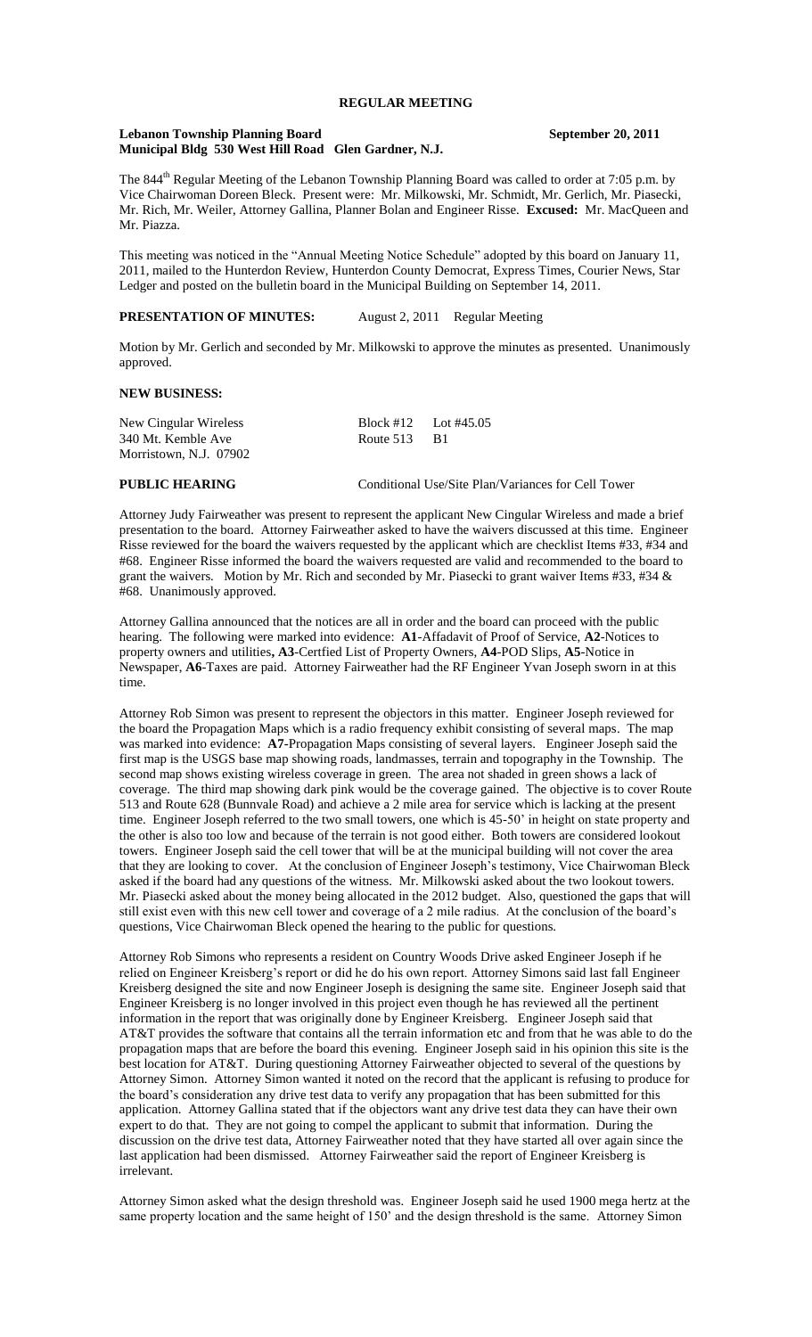**REGULAR MEETING**

**Lebanon Township Planning Board** **September 20, 2011**
**Municipal Bldg 530 West Hill Road Glen Gardner, N.J.**

The 844th Regular Meeting of the Lebanon Township Planning Board was called to order at 7:05 p.m. by Vice Chairwoman Doreen Bleck. Present were: Mr. Milkowski, Mr. Schmidt, Mr. Gerlich, Mr. Piasecki, Mr. Rich, Mr. Weiler, Attorney Gallina, Planner Bolan and Engineer Risse. **Excused:** Mr. MacQueen and Mr. Piazza.

This meeting was noticed in the "Annual Meeting Notice Schedule" adopted by this board on January 11, 2011, mailed to the Hunterdon Review, Hunterdon County Democrat, Express Times, Courier News, Star Ledger and posted on the bulletin board in the Municipal Building on September 14, 2011.

**PRESENTATION OF MINUTES:** August 2, 2011 Regular Meeting

Motion by Mr. Gerlich and seconded by Mr. Milkowski to approve the minutes as presented. Unanimously approved.

**NEW BUSINESS:**

| | | |
|---|---|---|
| New Cingular Wireless | Block #12 | Lot #45.05 |
| 340 Mt. Kemble Ave | Route 513 | B1 |
| Morristown, N.J. 07902 | | |

**PUBLIC HEARING** Conditional Use/Site Plan/Variances for Cell Tower

Attorney Judy Fairweather was present to represent the applicant New Cingular Wireless and made a brief presentation to the board. Attorney Fairweather asked to have the waivers discussed at this time. Engineer Risse reviewed for the board the waivers requested by the applicant which are checklist Items #33, #34 and #68. Engineer Risse informed the board the waivers requested are valid and recommended to the board to grant the waivers. Motion by Mr. Rich and seconded by Mr. Piasecki to grant waiver Items #33, #34 & #68. Unanimously approved.

Attorney Gallina announced that the notices are all in order and the board can proceed with the public hearing. The following were marked into evidence: **A1**-Affadavit of Proof of Service, **A2**-Notices to property owners and utilities**, A3**-Certfied List of Property Owners, **A4**-POD Slips, **A5**-Notice in Newspaper, **A6**-Taxes are paid. Attorney Fairweather had the RF Engineer Yvan Joseph sworn in at this time.

Attorney Rob Simon was present to represent the objectors in this matter. Engineer Joseph reviewed for the board the Propagation Maps which is a radio frequency exhibit consisting of several maps. The map was marked into evidence: **A7**-Propagation Maps consisting of several layers. Engineer Joseph said the first map is the USGS base map showing roads, landmasses, terrain and topography in the Township. The second map shows existing wireless coverage in green. The area not shaded in green shows a lack of coverage. The third map showing dark pink would be the coverage gained. The objective is to cover Route 513 and Route 628 (Bunnvale Road) and achieve a 2 mile area for service which is lacking at the present time. Engineer Joseph referred to the two small towers, one which is 45-50' in height on state property and the other is also too low and because of the terrain is not good either. Both towers are considered lookout towers. Engineer Joseph said the cell tower that will be at the municipal building will not cover the area that they are looking to cover. At the conclusion of Engineer Joseph's testimony, Vice Chairwoman Bleck asked if the board had any questions of the witness. Mr. Milkowski asked about the two lookout towers. Mr. Piasecki asked about the money being allocated in the 2012 budget. Also, questioned the gaps that will still exist even with this new cell tower and coverage of a 2 mile radius. At the conclusion of the board's questions, Vice Chairwoman Bleck opened the hearing to the public for questions.

Attorney Rob Simons who represents a resident on Country Woods Drive asked Engineer Joseph if he relied on Engineer Kreisberg's report or did he do his own report. Attorney Simons said last fall Engineer Kreisberg designed the site and now Engineer Joseph is designing the same site. Engineer Joseph said that Engineer Kreisberg is no longer involved in this project even though he has reviewed all the pertinent information in the report that was originally done by Engineer Kreisberg. Engineer Joseph said that AT&T provides the software that contains all the terrain information etc and from that he was able to do the propagation maps that are before the board this evening. Engineer Joseph said in his opinion this site is the best location for AT&T. During questioning Attorney Fairweather objected to several of the questions by Attorney Simon. Attorney Simon wanted it noted on the record that the applicant is refusing to produce for the board's consideration any drive test data to verify any propagation that has been submitted for this application. Attorney Gallina stated that if the objectors want any drive test data they can have their own expert to do that. They are not going to compel the applicant to submit that information. During the discussion on the drive test data, Attorney Fairweather noted that they have started all over again since the last application had been dismissed. Attorney Fairweather said the report of Engineer Kreisberg is irrelevant.

Attorney Simon asked what the design threshold was. Engineer Joseph said he used 1900 mega hertz at the same property location and the same height of 150' and the design threshold is the same. Attorney Simon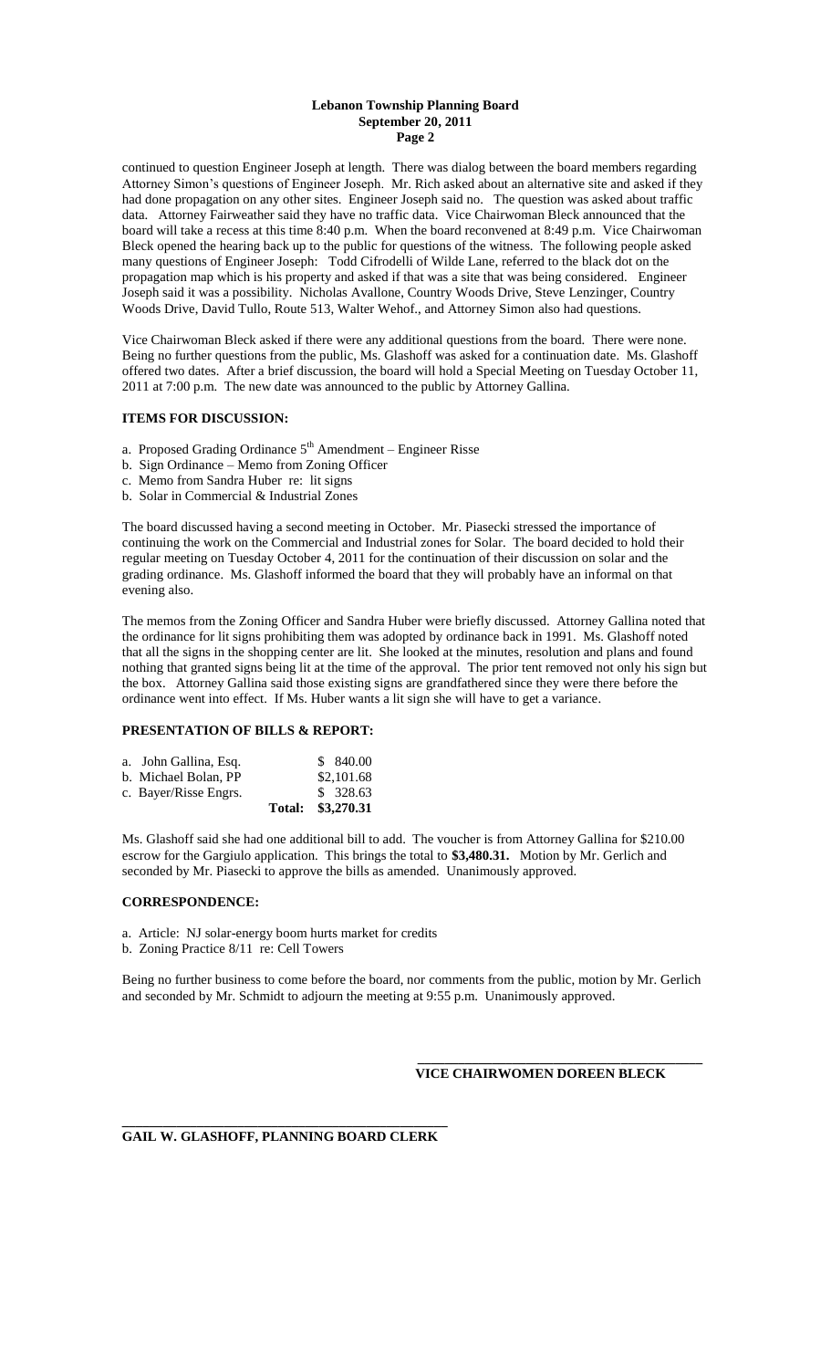continued to question Engineer Joseph at length. There was dialog between the board members regarding Attorney Simon's questions of Engineer Joseph. Mr. Rich asked about an alternative site and asked if they had done propagation on any other sites. Engineer Joseph said no. The question was asked about traffic data. Attorney Fairweather said they have no traffic data. Vice Chairwoman Bleck announced that the board will take a recess at this time 8:40 p.m. When the board reconvened at 8:49 p.m. Vice Chairwoman Bleck opened the hearing back up to the public for questions of the witness. The following people asked many questions of Engineer Joseph: Todd Cifrodelli of Wilde Lane, referred to the black dot on the propagation map which is his property and asked if that was a site that was being considered. Engineer Joseph said it was a possibility. Nicholas Avallone, Country Woods Drive, Steve Lenzinger, Country Woods Drive, David Tullo, Route 513, Walter Wehof., and Attorney Simon also had questions.

Vice Chairwoman Bleck asked if there were any additional questions from the board. There were none. Being no further questions from the public, Ms. Glashoff was asked for a continuation date. Ms. Glashoff offered two dates. After a brief discussion, the board will hold a Special Meeting on Tuesday October 11, 2011 at 7:00 p.m. The new date was announced to the public by Attorney Gallina.

## ITEMS FOR DISCUSSION:

a. Proposed Grading Ordinance 5th Amendment – Engineer Risse
b. Sign Ordinance – Memo from Zoning Officer
c. Memo from Sandra Huber re: lit signs
b. Solar in Commercial & Industrial Zones

The board discussed having a second meeting in October. Mr. Piasecki stressed the importance of continuing the work on the Commercial and Industrial zones for Solar. The board decided to hold their regular meeting on Tuesday October 4, 2011 for the continuation of their discussion on solar and the grading ordinance. Ms. Glashoff informed the board that they will probably have an informal on that evening also.

The memos from the Zoning Officer and Sandra Huber were briefly discussed. Attorney Gallina noted that the ordinance for lit signs prohibiting them was adopted by ordinance back in 1991. Ms. Glashoff noted that all the signs in the shopping center are lit. She looked at the minutes, resolution and plans and found nothing that granted signs being lit at the time of the approval. The prior tent removed not only his sign but the box. Attorney Gallina said those existing signs are grandfathered since they were there before the ordinance went into effect. If Ms. Huber wants a lit sign she will have to get a variance.

## PRESENTATION OF BILLS & REPORT:

| | | |
|---|---|---|
| a. John Gallina, Esq. | | $ 840.00 |
| b. Michael Bolan, PP | | $2,101.68 |
| c. Bayer/Risse Engrs. | | $ 328.63 |
| | **Total:** | **$3,270.31** |

Ms. Glashoff said she had one additional bill to add. The voucher is from Attorney Gallina for $210.00 escrow for the Gargiulo application. This brings the total to **$3,480.31.** Motion by Mr. Gerlich and seconded by Mr. Piasecki to approve the bills as amended. Unanimously approved.

## CORRESPONDENCE:

a. Article: NJ solar-energy boom hurts market for credits
b. Zoning Practice 8/11 re: Cell Towers

Being no further business to come before the board, nor comments from the public, motion by Mr. Gerlich and seconded by Mr. Schmidt to adjourn the meeting at 9:55 p.m. Unanimously approved.

\_\_\_\_\_\_\_\_\_\_\_\_\_\_\_\_\_\_\_\_\_\_\_\_\_\_\_\_\_\_\_\_\_\_\_\_\_\_\_\_\_\_

**VICE CHAIRWOMEN DOREEN BLECK**

\_\_\_\_\_\_\_\_\_\_\_\_\_\_\_\_\_\_\_\_\_\_\_\_\_\_\_\_\_\_\_\_\_\_\_\_\_\_\_\_\_\_

**GAIL W. GLASHOFF, PLANNING BOARD CLERK**